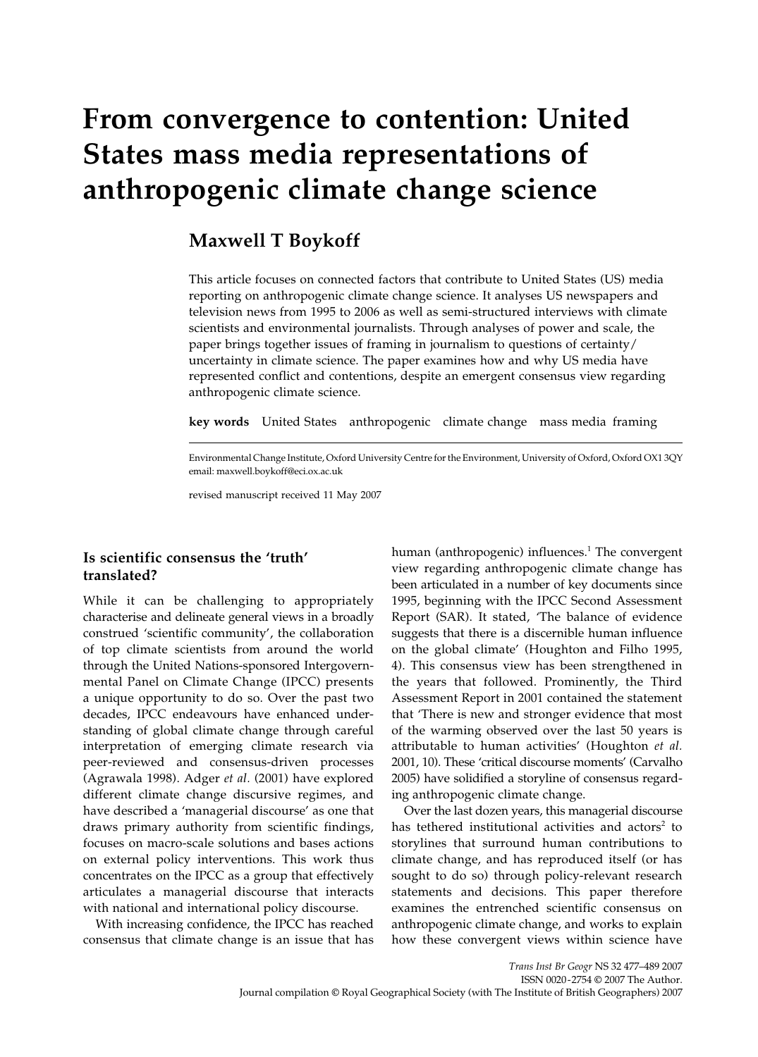# From convergence to contention: United States mass media representations of anthropogenic climate change science

## Maxwell T Boykoff

This article focuses on connected factors that contribute to United States (US) media reporting on anthropogenic climate change science. It analyses US newspapers and television news from 1995 to 2006 as well as semi-structured interviews with climate scientists and environmental journalists. Through analyses of power and scale, the paper brings together issues of framing in journalism to questions of certainty/uncertainty in climate science. The paper examines how and why US media have represented conflict and contentions, despite an emergent consensus view regarding anthropogenic climate science.

**key words** United States anthropogenic climate change mass media framing

Environmental Change Institute, Oxford University Centre for the Environment, University of Oxford, Oxford OX1 3QY
email: maxwell.boykoff@eci.ox.ac.uk

revised manuscript received 11 May 2007

### Is scientific consensus the 'truth' translated?

While it can be challenging to appropriately characterise and delineate general views in a broadly construed 'scientific community', the collaboration of top climate scientists from around the world through the United Nations-sponsored Intergovernmental Panel on Climate Change (IPCC) presents a unique opportunity to do so. Over the past two decades, IPCC endeavours have enhanced understanding of global climate change through careful interpretation of emerging climate research via peer-reviewed and consensus-driven processes (Agrawala 1998). Adger *et al.* (2001) have explored different climate change discursive regimes, and have described a 'managerial discourse' as one that draws primary authority from scientific findings, focuses on macro-scale solutions and bases actions on external policy interventions. This work thus concentrates on the IPCC as a group that effectively articulates a managerial discourse that interacts with national and international policy discourse.

With increasing confidence, the IPCC has reached consensus that climate change is an issue that has human (anthropogenic) influences.[1] The convergent view regarding anthropogenic climate change has been articulated in a number of key documents since 1995, beginning with the IPCC Second Assessment Report (SAR). It stated, 'The balance of evidence suggests that there is a discernible human influence on the global climate' (Houghton and Filho 1995, 4). This consensus view has been strengthened in the years that followed. Prominently, the Third Assessment Report in 2001 contained the statement that 'There is new and stronger evidence that most of the warming observed over the last 50 years is attributable to human activities' (Houghton *et al.* 2001, 10). These 'critical discourse moments' (Carvalho 2005) have solidified a storyline of consensus regarding anthropogenic climate change.

Over the last dozen years, this managerial discourse has tethered institutional activities and actors[2] to storylines that surround human contributions to climate change, and has reproduced itself (or has sought to do so) through policy-relevant research statements and decisions. This paper therefore examines the entrenched scientific consensus on anthropogenic climate change, and works to explain how these convergent views within science have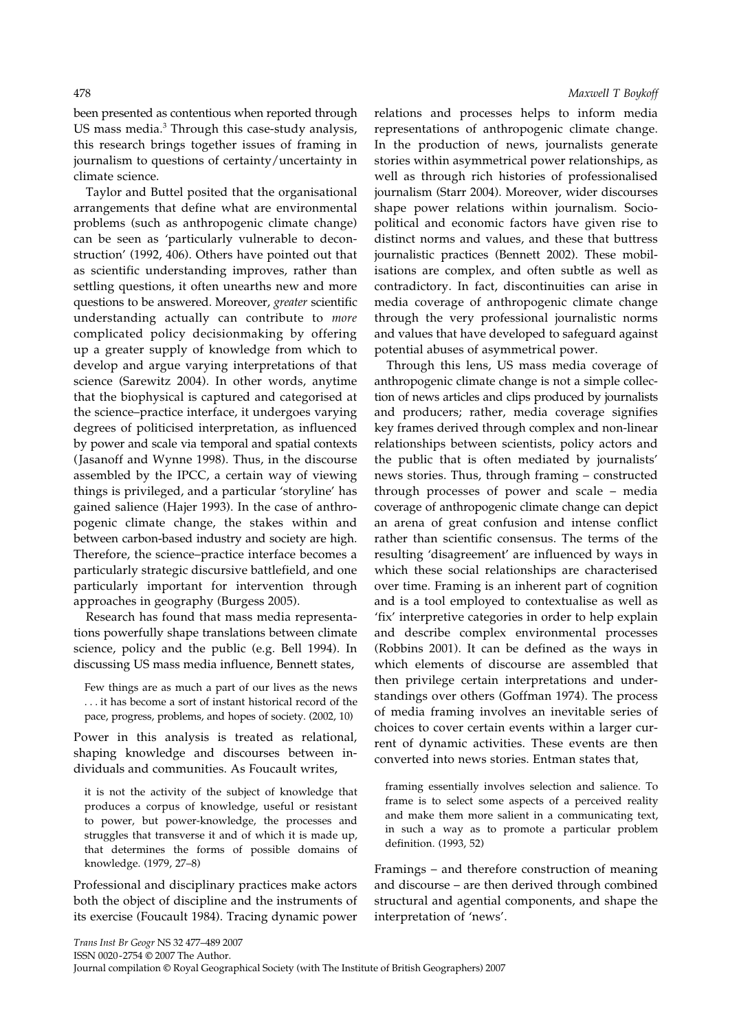been presented as contentious when reported through US mass media.[3] Through this case-study analysis, this research brings together issues of framing in journalism to questions of certainty/uncertainty in climate science.

Taylor and Buttel posited that the organisational arrangements that define what are environmental problems (such as anthropogenic climate change) can be seen as 'particularly vulnerable to deconstruction' (1992, 406). Others have pointed out that as scientific understanding improves, rather than settling questions, it often unearths new and more questions to be answered. Moreover, *greater* scientific understanding actually can contribute to *more* complicated policy decisionmaking by offering up a greater supply of knowledge from which to develop and argue varying interpretations of that science (Sarewitz 2004). In other words, anytime that the biophysical is captured and categorised at the science–practice interface, it undergoes varying degrees of politicised interpretation, as influenced by power and scale via temporal and spatial contexts (Jasanoff and Wynne 1998). Thus, in the discourse assembled by the IPCC, a certain way of viewing things is privileged, and a particular 'storyline' has gained salience (Hajer 1993). In the case of anthropogenic climate change, the stakes within and between carbon-based industry and society are high. Therefore, the science–practice interface becomes a particularly strategic discursive battlefield, and one particularly important for intervention through approaches in geography (Burgess 2005).

Research has found that mass media representations powerfully shape translations between climate science, policy and the public (e.g. Bell 1994). In discussing US mass media influence, Bennett states,

> Few things are as much a part of our lives as the news . . . it has become a sort of instant historical record of the pace, progress, problems, and hopes of society. (2002, 10)

Power in this analysis is treated as relational, shaping knowledge and discourses between individuals and communities. As Foucault writes,

> it is not the activity of the subject of knowledge that produces a corpus of knowledge, useful or resistant to power, but power-knowledge, the processes and struggles that transverse it and of which it is made up, that determines the forms of possible domains of knowledge. (1979, 27–8)

Professional and disciplinary practices make actors both the object of discipline and the instruments of its exercise (Foucault 1984). Tracing dynamic power relations and processes helps to inform media representations of anthropogenic climate change. In the production of news, journalists generate stories within asymmetrical power relationships, as well as through rich histories of professionalised journalism (Starr 2004). Moreover, wider discourses shape power relations within journalism. Socio-political and economic factors have given rise to distinct norms and values, and these that buttress journalistic practices (Bennett 2002). These mobilisations are complex, and often subtle as well as contradictory. In fact, discontinuities can arise in media coverage of anthropogenic climate change through the very professional journalistic norms and values that have developed to safeguard against potential abuses of asymmetrical power.

Through this lens, US mass media coverage of anthropogenic climate change is not a simple collection of news articles and clips produced by journalists and producers; rather, media coverage signifies key frames derived through complex and non-linear relationships between scientists, policy actors and the public that is often mediated by journalists' news stories. Thus, through framing – constructed through processes of power and scale – media coverage of anthropogenic climate change can depict an arena of great confusion and intense conflict rather than scientific consensus. The terms of the resulting 'disagreement' are influenced by ways in which these social relationships are characterised over time. Framing is an inherent part of cognition and is a tool employed to contextualise as well as 'fix' interpretive categories in order to help explain and describe complex environmental processes (Robbins 2001). It can be defined as the ways in which elements of discourse are assembled that then privilege certain interpretations and understandings over others (Goffman 1974). The process of media framing involves an inevitable series of choices to cover certain events within a larger current of dynamic activities. These events are then converted into news stories. Entman states that,

> framing essentially involves selection and salience. To frame is to select some aspects of a perceived reality and make them more salient in a communicating text, in such a way as to promote a particular problem definition. (1993, 52)

Framings – and therefore construction of meaning and discourse – are then derived through combined structural and agential components, and shape the interpretation of 'news'.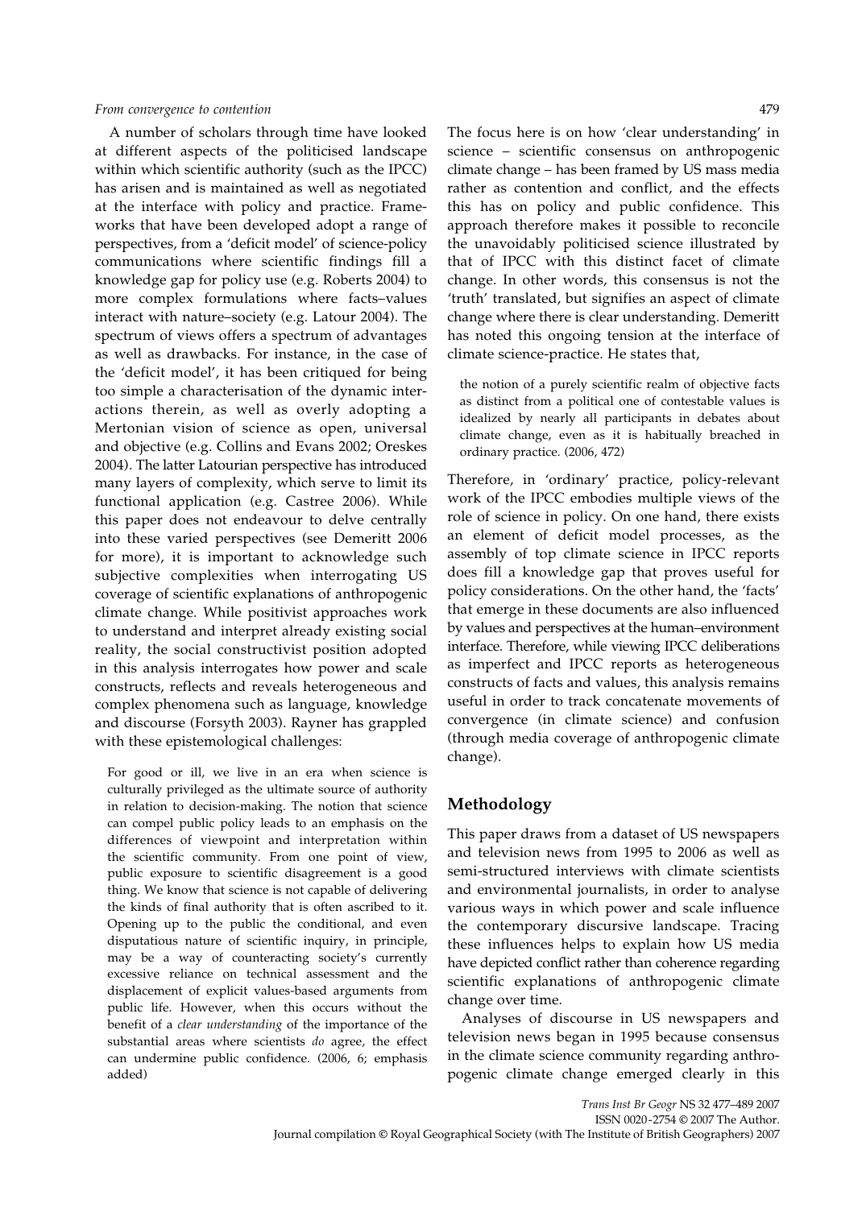A number of scholars through time have looked at different aspects of the politicised landscape within which scientific authority (such as the IPCC) has arisen and is maintained as well as negotiated at the interface with policy and practice. Frameworks that have been developed adopt a range of perspectives, from a 'deficit model' of science-policy communications where scientific findings fill a knowledge gap for policy use (e.g. Roberts 2004) to more complex formulations where facts–values interact with nature–society (e.g. Latour 2004). The spectrum of views offers a spectrum of advantages as well as drawbacks. For instance, in the case of the 'deficit model', it has been critiqued for being too simple a characterisation of the dynamic interactions therein, as well as overly adopting a Mertonian vision of science as open, universal and objective (e.g. Collins and Evans 2002; Oreskes 2004). The latter Latourian perspective has introduced many layers of complexity, which serve to limit its functional application (e.g. Castree 2006). While this paper does not endeavour to delve centrally into these varied perspectives (see Demeritt 2006 for more), it is important to acknowledge such subjective complexities when interrogating US coverage of scientific explanations of anthropogenic climate change. While positivist approaches work to understand and interpret already existing social reality, the social constructivist position adopted in this analysis interrogates how power and scale constructs, reflects and reveals heterogeneous and complex phenomena such as language, knowledge and discourse (Forsyth 2003). Rayner has grappled with these epistemological challenges:

> For good or ill, we live in an era when science is culturally privileged as the ultimate source of authority in relation to decision-making. The notion that science can compel public policy leads to an emphasis on the differences of viewpoint and interpretation within the scientific community. From one point of view, public exposure to scientific disagreement is a good thing. We know that science is not capable of delivering the kinds of final authority that is often ascribed to it. Opening up to the public the conditional, and even disputatious nature of scientific inquiry, in principle, may be a way of counteracting society's currently excessive reliance on technical assessment and the displacement of explicit values-based arguments from public life. However, when this occurs without the benefit of a *clear understanding* of the importance of the substantial areas where scientists *do* agree, the effect can undermine public confidence. (2006, 6; emphasis added)

The focus here is on how 'clear understanding' in science – scientific consensus on anthropogenic climate change – has been framed by US mass media rather as contention and conflict, and the effects this has on policy and public confidence. This approach therefore makes it possible to reconcile the unavoidably politicised science illustrated by that of IPCC with this distinct facet of climate change. In other words, this consensus is not the 'truth' translated, but signifies an aspect of climate change where there is clear understanding. Demeritt has noted this ongoing tension at the interface of climate science-practice. He states that,

> the notion of a purely scientific realm of objective facts as distinct from a political one of contestable values is idealized by nearly all participants in debates about climate change, even as it is habitually breached in ordinary practice. (2006, 472)

Therefore, in 'ordinary' practice, policy-relevant work of the IPCC embodies multiple views of the role of science in policy. On one hand, there exists an element of deficit model processes, as the assembly of top climate science in IPCC reports does fill a knowledge gap that proves useful for policy considerations. On the other hand, the 'facts' that emerge in these documents are also influenced by values and perspectives at the human–environment interface. Therefore, while viewing IPCC deliberations as imperfect and IPCC reports as heterogeneous constructs of facts and values, this analysis remains useful in order to track concatenate movements of convergence (in climate science) and confusion (through media coverage of anthropogenic climate change).

## Methodology

This paper draws from a dataset of US newspapers and television news from 1995 to 2006 as well as semi-structured interviews with climate scientists and environmental journalists, in order to analyse various ways in which power and scale influence the contemporary discursive landscape. Tracing these influences helps to explain how US media have depicted conflict rather than coherence regarding scientific explanations of anthropogenic climate change over time.

Analyses of discourse in US newspapers and television news began in 1995 because consensus in the climate science community regarding anthropogenic climate change emerged clearly in this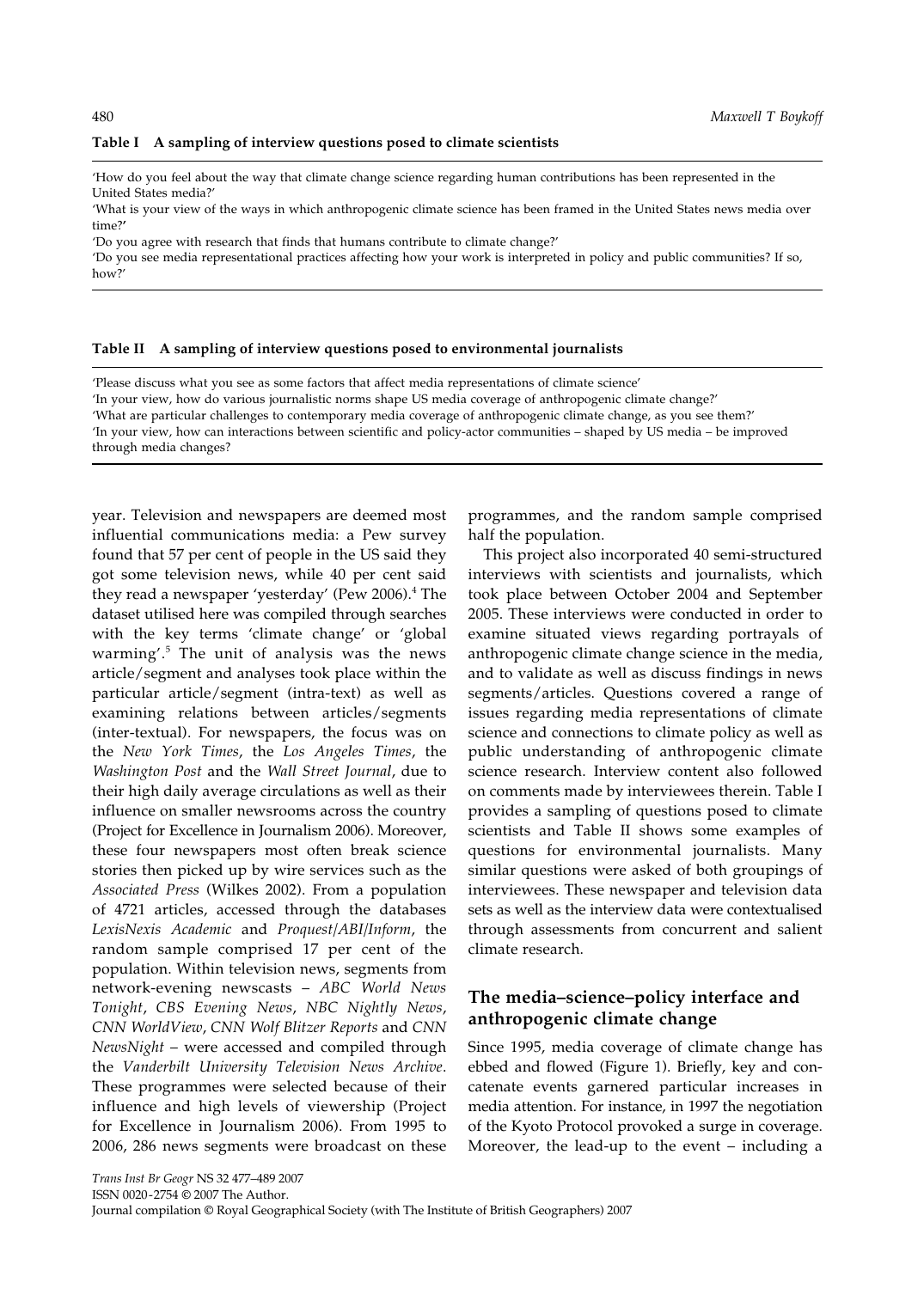**Table I A sampling of interview questions posed to climate scientists**

| |
|---|
| 'How do you feel about the way that climate change science regarding human contributions has been represented in the United States media?' |
| 'What is your view of the ways in which anthropogenic climate science has been framed in the United States news media over time?' |
| 'Do you agree with research that finds that humans contribute to climate change?' |
| 'Do you see media representational practices affecting how your work is interpreted in policy and public communities? If so, how?' |

**Table II A sampling of interview questions posed to environmental journalists**

| |
|---|
| 'Please discuss what you see as some factors that affect media representations of climate science' |
| 'In your view, how do various journalistic norms shape US media coverage of anthropogenic climate change?' |
| 'What are particular challenges to contemporary media coverage of anthropogenic climate change, as you see them?' |
| 'In your view, how can interactions between scientific and policy-actor communities – shaped by US media – be improved through media changes? |

year. Television and newspapers are deemed most influential communications media: a Pew survey found that 57 per cent of people in the US said they got some television news, while 40 per cent said they read a newspaper 'yesterday' (Pew 2006).[4] The dataset utilised here was compiled through searches with the key terms 'climate change' or 'global warming'.[5] The unit of analysis was the news article/segment and analyses took place within the particular article/segment (intra-text) as well as examining relations between articles/segments (inter-textual). For newspapers, the focus was on the *New York Times*, the *Los Angeles Times*, the *Washington Post* and the *Wall Street Journal*, due to their high daily average circulations as well as their influence on smaller newsrooms across the country (Project for Excellence in Journalism 2006). Moreover, these four newspapers most often break science stories then picked up by wire services such as the *Associated Press* (Wilkes 2002). From a population of 4721 articles, accessed through the databases *LexisNexis Academic* and *Proquest/ABI/Inform*, the random sample comprised 17 per cent of the population. Within television news, segments from network-evening newscasts – *ABC World News Tonight*, *CBS Evening News*, *NBC Nightly News*, *CNN WorldView*, *CNN Wolf Blitzer Reports* and *CNN NewsNight* – were accessed and compiled through the *Vanderbilt University Television News Archive*. These programmes were selected because of their influence and high levels of viewership (Project for Excellence in Journalism 2006). From 1995 to 2006, 286 news segments were broadcast on these programmes, and the random sample comprised half the population.

This project also incorporated 40 semi-structured interviews with scientists and journalists, which took place between October 2004 and September 2005. These interviews were conducted in order to examine situated views regarding portrayals of anthropogenic climate change science in the media, and to validate as well as discuss findings in news segments/articles. Questions covered a range of issues regarding media representations of climate science and connections to climate policy as well as public understanding of anthropogenic climate science research. Interview content also followed on comments made by interviewees therein. Table I provides a sampling of questions posed to climate scientists and Table II shows some examples of questions for environmental journalists. Many similar questions were asked of both groupings of interviewees. These newspaper and television data sets as well as the interview data were contextualised through assessments from concurrent and salient climate research.

## The media–science–policy interface and anthropogenic climate change

Since 1995, media coverage of climate change has ebbed and flowed (Figure 1). Briefly, key and concatenate events garnered particular increases in media attention. For instance, in 1997 the negotiation of the Kyoto Protocol provoked a surge in coverage. Moreover, the lead-up to the event – including a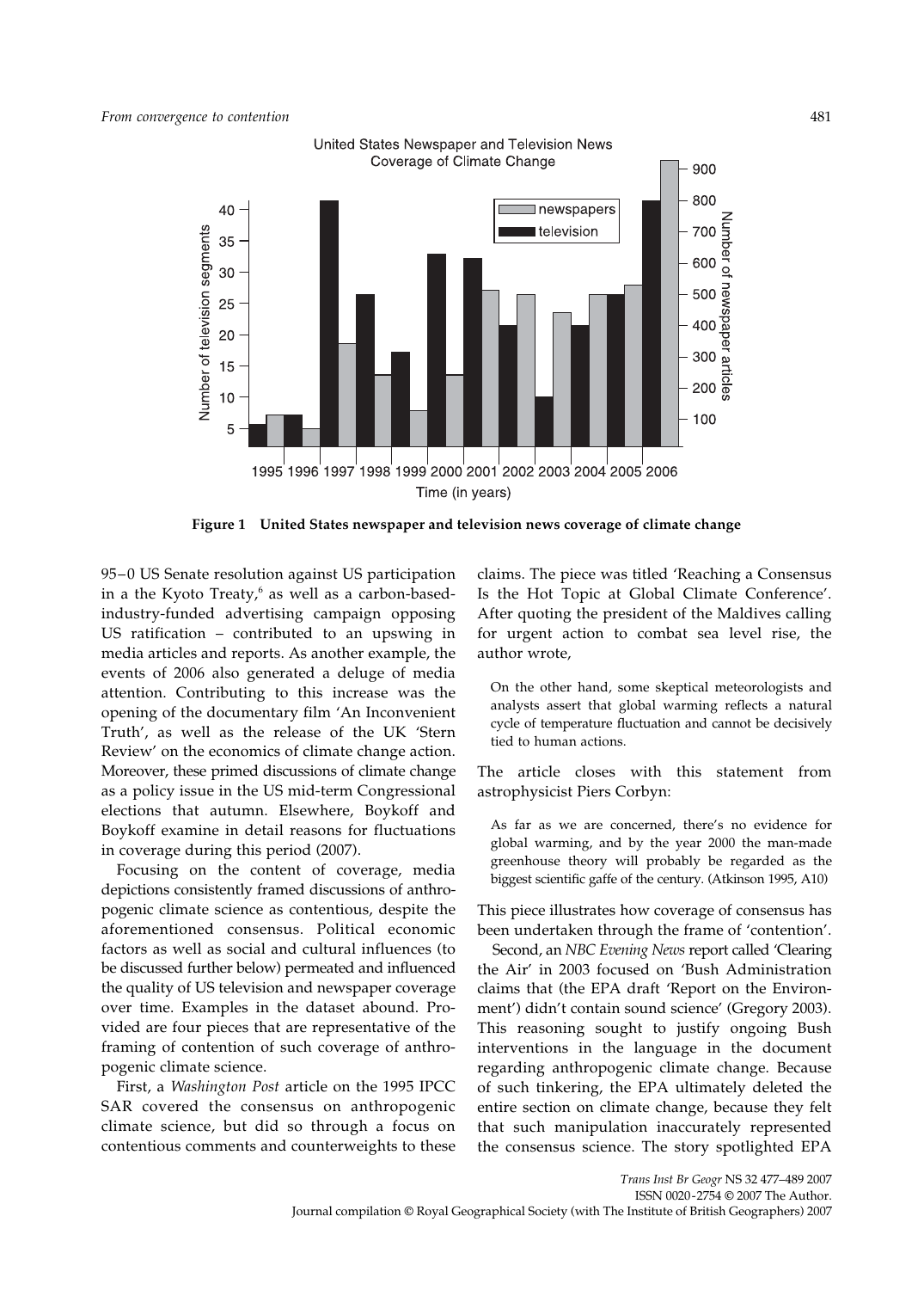United States Newspaper and Television News Coverage of Climate Change

Number of television segments: 5, 10, 15, 20, 25, 30, 35, 40

Number of newspaper articles: 100, 200, 300, 400, 500, 600, 700, 800, 900

newspapers

television

1995 1996 1997 1998 1999 2000 2001 2002 2003 2004 2005 2006

Time (in years)

**Figure 1 United States newspaper and television news coverage of climate change**

95–0 US Senate resolution against US participation in a the Kyoto Treaty,[6] as well as a carbon-based-industry-funded advertising campaign opposing US ratification – contributed to an upswing in media articles and reports. As another example, the events of 2006 also generated a deluge of media attention. Contributing to this increase was the opening of the documentary film 'An Inconvenient Truth', as well as the release of the UK 'Stern Review' on the economics of climate change action. Moreover, these primed discussions of climate change as a policy issue in the US mid-term Congressional elections that autumn. Elsewhere, Boykoff and Boykoff examine in detail reasons for fluctuations in coverage during this period (2007).

Focusing on the content of coverage, media depictions consistently framed discussions of anthropogenic climate science as contentious, despite the aforementioned consensus. Political economic factors as well as social and cultural influences (to be discussed further below) permeated and influenced the quality of US television and newspaper coverage over time. Examples in the dataset abound. Provided are four pieces that are representative of the framing of contention of such coverage of anthropogenic climate science.

First, a *Washington Post* article on the 1995 IPCC SAR covered the consensus on anthropogenic climate science, but did so through a focus on contentious comments and counterweights to these claims. The piece was titled 'Reaching a Consensus Is the Hot Topic at Global Climate Conference'. After quoting the president of the Maldives calling for urgent action to combat sea level rise, the author wrote,

> On the other hand, some skeptical meteorologists and analysts assert that global warming reflects a natural cycle of temperature fluctuation and cannot be decisively tied to human actions.

The article closes with this statement from astrophysicist Piers Corbyn:

> As far as we are concerned, there's no evidence for global warming, and by the year 2000 the man-made greenhouse theory will probably be regarded as the biggest scientific gaffe of the century. (Atkinson 1995, A10)

This piece illustrates how coverage of consensus has been undertaken through the frame of 'contention'.

Second, an *NBC Evening News* report called 'Clearing the Air' in 2003 focused on 'Bush Administration claims that (the EPA draft 'Report on the Environment') didn't contain sound science' (Gregory 2003). This reasoning sought to justify ongoing Bush interventions in the language in the document regarding anthropogenic climate change. Because of such tinkering, the EPA ultimately deleted the entire section on climate change, because they felt that such manipulation inaccurately represented the consensus science. The story spotlighted EPA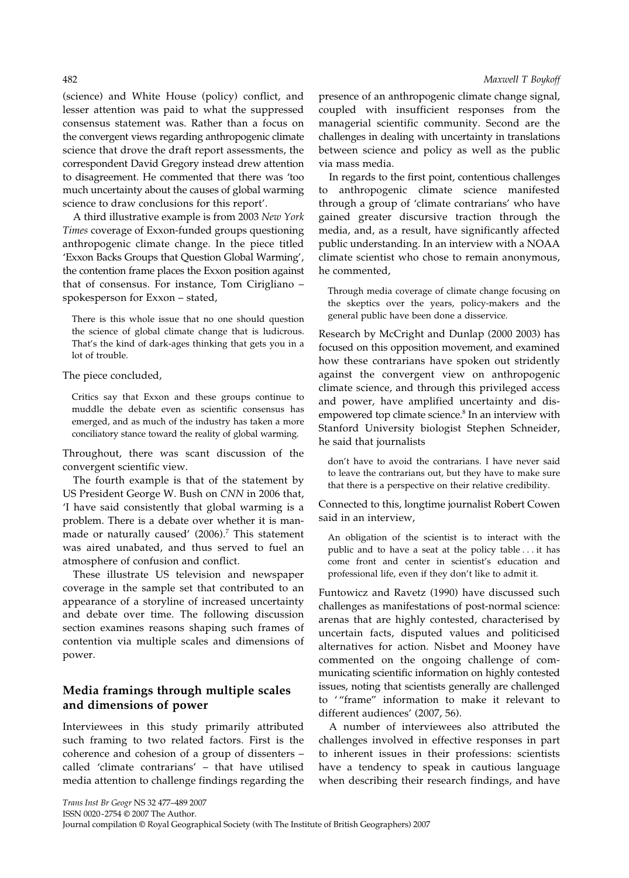(science) and White House (policy) conflict, and lesser attention was paid to what the suppressed consensus statement was. Rather than a focus on the convergent views regarding anthropogenic climate science that drove the draft report assessments, the correspondent David Gregory instead drew attention to disagreement. He commented that there was 'too much uncertainty about the causes of global warming science to draw conclusions for this report'.

A third illustrative example is from 2003 *New York Times* coverage of Exxon-funded groups questioning anthropogenic climate change. In the piece titled 'Exxon Backs Groups that Question Global Warming', the contention frame places the Exxon position against that of consensus. For instance, Tom Cirigliano – spokesperson for Exxon – stated,

> There is this whole issue that no one should question the science of global climate change that is ludicrous. That's the kind of dark-ages thinking that gets you in a lot of trouble.

The piece concluded,

> Critics say that Exxon and these groups continue to muddle the debate even as scientific consensus has emerged, and as much of the industry has taken a more conciliatory stance toward the reality of global warming.

Throughout, there was scant discussion of the convergent scientific view.

The fourth example is that of the statement by US President George W. Bush on *CNN* in 2006 that, 'I have said consistently that global warming is a problem. There is a debate over whether it is man-made or naturally caused' (2006).[7] This statement was aired unabated, and thus served to fuel an atmosphere of confusion and conflict.

These illustrate US television and newspaper coverage in the sample set that contributed to an appearance of a storyline of increased uncertainty and debate over time. The following discussion section examines reasons shaping such frames of contention via multiple scales and dimensions of power.

## Media framings through multiple scales and dimensions of power

Interviewees in this study primarily attributed such framing to two related factors. First is the coherence and cohesion of a group of dissenters – called 'climate contrarians' – that have utilised media attention to challenge findings regarding the presence of an anthropogenic climate change signal, coupled with insufficient responses from the managerial scientific community. Second are the challenges in dealing with uncertainty in translations between science and policy as well as the public via mass media.

In regards to the first point, contentious challenges to anthropogenic climate science manifested through a group of 'climate contrarians' who have gained greater discursive traction through the media, and, as a result, have significantly affected public understanding. In an interview with a NOAA climate scientist who chose to remain anonymous, he commented,

> Through media coverage of climate change focusing on the skeptics over the years, policy-makers and the general public have been done a disservice.

Research by McCright and Dunlap (2000 2003) has focused on this opposition movement, and examined how these contrarians have spoken out stridently against the convergent view on anthropogenic climate science, and through this privileged access and power, have amplified uncertainty and disempowered top climate science.[8] In an interview with Stanford University biologist Stephen Schneider, he said that journalists

> don't have to avoid the contrarians. I have never said to leave the contrarians out, but they have to make sure that there is a perspective on their relative credibility.

Connected to this, longtime journalist Robert Cowen said in an interview,

> An obligation of the scientist is to interact with the public and to have a seat at the policy table . . . it has come front and center in scientist's education and professional life, even if they don't like to admit it.

Funtowicz and Ravetz (1990) have discussed such challenges as manifestations of post-normal science: arenas that are highly contested, characterised by uncertain facts, disputed values and politicised alternatives for action. Nisbet and Mooney have commented on the ongoing challenge of communicating scientific information on highly contested issues, noting that scientists generally are challenged to ' "frame" information to make it relevant to different audiences' (2007, 56).

A number of interviewees also attributed the challenges involved in effective responses in part to inherent issues in their professions: scientists have a tendency to speak in cautious language when describing their research findings, and have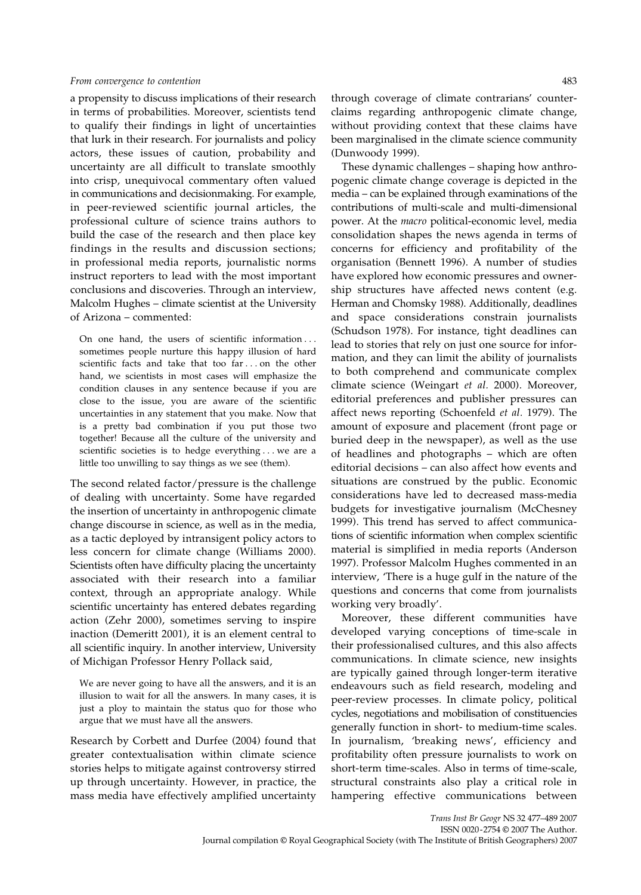a propensity to discuss implications of their research in terms of probabilities. Moreover, scientists tend to qualify their findings in light of uncertainties that lurk in their research. For journalists and policy actors, these issues of caution, probability and uncertainty are all difficult to translate smoothly into crisp, unequivocal commentary often valued in communications and decisionmaking. For example, in peer-reviewed scientific journal articles, the professional culture of science trains authors to build the case of the research and then place key findings in the results and discussion sections; in professional media reports, journalistic norms instruct reporters to lead with the most important conclusions and discoveries. Through an interview, Malcolm Hughes – climate scientist at the University of Arizona – commented:

> On one hand, the users of scientific information . . . sometimes people nurture this happy illusion of hard scientific facts and take that too far . . . on the other hand, we scientists in most cases will emphasize the condition clauses in any sentence because if you are close to the issue, you are aware of the scientific uncertainties in any statement that you make. Now that is a pretty bad combination if you put those two together! Because all the culture of the university and scientific societies is to hedge everything . . . we are a little too unwilling to say things as we see (them).

The second related factor/pressure is the challenge of dealing with uncertainty. Some have regarded the insertion of uncertainty in anthropogenic climate change discourse in science, as well as in the media, as a tactic deployed by intransigent policy actors to less concern for climate change (Williams 2000). Scientists often have difficulty placing the uncertainty associated with their research into a familiar context, through an appropriate analogy. While scientific uncertainty has entered debates regarding action (Zehr 2000), sometimes serving to inspire inaction (Demeritt 2001), it is an element central to all scientific inquiry. In another interview, University of Michigan Professor Henry Pollack said,

> We are never going to have all the answers, and it is an illusion to wait for all the answers. In many cases, it is just a ploy to maintain the status quo for those who argue that we must have all the answers.

Research by Corbett and Durfee (2004) found that greater contextualisation within climate science stories helps to mitigate against controversy stirred up through uncertainty. However, in practice, the mass media have effectively amplified uncertainty through coverage of climate contrarians' counter-claims regarding anthropogenic climate change, without providing context that these claims have been marginalised in the climate science community (Dunwoody 1999).

These dynamic challenges – shaping how anthropogenic climate change coverage is depicted in the media – can be explained through examinations of the contributions of multi-scale and multi-dimensional power. At the *macro* political-economic level, media consolidation shapes the news agenda in terms of concerns for efficiency and profitability of the organisation (Bennett 1996). A number of studies have explored how economic pressures and ownership structures have affected news content (e.g. Herman and Chomsky 1988). Additionally, deadlines and space considerations constrain journalists (Schudson 1978). For instance, tight deadlines can lead to stories that rely on just one source for information, and they can limit the ability of journalists to both comprehend and communicate complex climate science (Weingart *et al.* 2000). Moreover, editorial preferences and publisher pressures can affect news reporting (Schoenfeld *et al.* 1979). The amount of exposure and placement (front page or buried deep in the newspaper), as well as the use of headlines and photographs – which are often editorial decisions – can also affect how events and situations are construed by the public. Economic considerations have led to decreased mass-media budgets for investigative journalism (McChesney 1999). This trend has served to affect communications of scientific information when complex scientific material is simplified in media reports (Anderson 1997). Professor Malcolm Hughes commented in an interview, 'There is a huge gulf in the nature of the questions and concerns that come from journalists working very broadly'.

Moreover, these different communities have developed varying conceptions of time-scale in their professionalised cultures, and this also affects communications. In climate science, new insights are typically gained through longer-term iterative endeavours such as field research, modeling and peer-review processes. In climate policy, political cycles, negotiations and mobilisation of constituencies generally function in short- to medium-time scales. In journalism, 'breaking news', efficiency and profitability often pressure journalists to work on short-term time-scales. Also in terms of time-scale, structural constraints also play a critical role in hampering effective communications between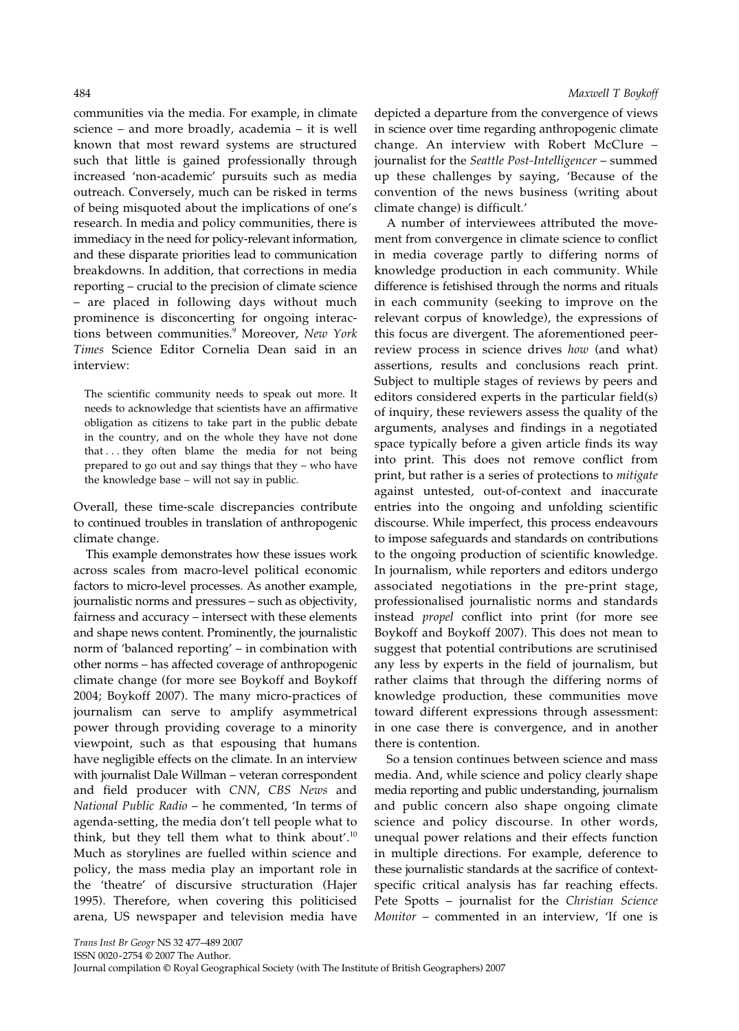communities via the media. For example, in climate science – and more broadly, academia – it is well known that most reward systems are structured such that little is gained professionally through increased 'non-academic' pursuits such as media outreach. Conversely, much can be risked in terms of being misquoted about the implications of one's research. In media and policy communities, there is immediacy in the need for policy-relevant information, and these disparate priorities lead to communication breakdowns. In addition, that corrections in media reporting – crucial to the precision of climate science – are placed in following days without much prominence is disconcerting for ongoing interactions between communities.[9] Moreover, *New York Times* Science Editor Cornelia Dean said in an interview:

> The scientific community needs to speak out more. It needs to acknowledge that scientists have an affirmative obligation as citizens to take part in the public debate in the country, and on the whole they have not done that . . . they often blame the media for not being prepared to go out and say things that they – who have the knowledge base – will not say in public.

Overall, these time-scale discrepancies contribute to continued troubles in translation of anthropogenic climate change.

This example demonstrates how these issues work across scales from macro-level political economic factors to micro-level processes. As another example, journalistic norms and pressures – such as objectivity, fairness and accuracy – intersect with these elements and shape news content. Prominently, the journalistic norm of 'balanced reporting' – in combination with other norms – has affected coverage of anthropogenic climate change (for more see Boykoff and Boykoff 2004; Boykoff 2007). The many micro-practices of journalism can serve to amplify asymmetrical power through providing coverage to a minority viewpoint, such as that espousing that humans have negligible effects on the climate. In an interview with journalist Dale Willman – veteran correspondent and field producer with *CNN*, *CBS News* and *National Public Radio* – he commented, 'In terms of agenda-setting, the media don't tell people what to think, but they tell them what to think about'.[10] Much as storylines are fuelled within science and policy, the mass media play an important role in the 'theatre' of discursive structuration (Hajer 1995). Therefore, when covering this politicised arena, US newspaper and television media have depicted a departure from the convergence of views in science over time regarding anthropogenic climate change. An interview with Robert McClure – journalist for the *Seattle Post-Intelligencer* – summed up these challenges by saying, 'Because of the convention of the news business (writing about climate change) is difficult.'

A number of interviewees attributed the movement from convergence in climate science to conflict in media coverage partly to differing norms of knowledge production in each community. While difference is fetishised through the norms and rituals in each community (seeking to improve on the relevant corpus of knowledge), the expressions of this focus are divergent. The aforementioned peer-review process in science drives *how* (and what) assertions, results and conclusions reach print. Subject to multiple stages of reviews by peers and editors considered experts in the particular field(s) of inquiry, these reviewers assess the quality of the arguments, analyses and findings in a negotiated space typically before a given article finds its way into print. This does not remove conflict from print, but rather is a series of protections to *mitigate* against untested, out-of-context and inaccurate entries into the ongoing and unfolding scientific discourse. While imperfect, this process endeavours to impose safeguards and standards on contributions to the ongoing production of scientific knowledge. In journalism, while reporters and editors undergo associated negotiations in the pre-print stage, professionalised journalistic norms and standards instead *propel* conflict into print (for more see Boykoff and Boykoff 2007). This does not mean to suggest that potential contributions are scrutinised any less by experts in the field of journalism, but rather claims that through the differing norms of knowledge production, these communities move toward different expressions through assessment: in one case there is convergence, and in another there is contention.

So a tension continues between science and mass media. And, while science and policy clearly shape media reporting and public understanding, journalism and public concern also shape ongoing climate science and policy discourse. In other words, unequal power relations and their effects function in multiple directions. For example, deference to these journalistic standards at the sacrifice of context-specific critical analysis has far reaching effects. Pete Spotts – journalist for the *Christian Science Monitor* – commented in an interview, 'If one is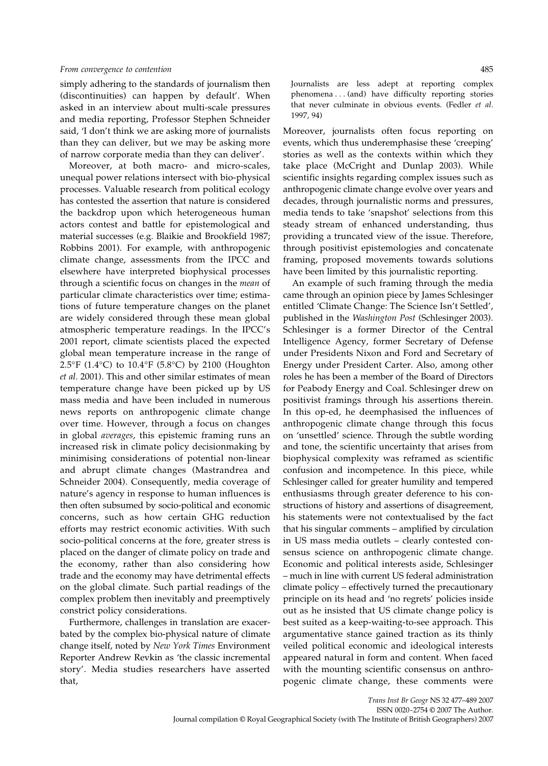simply adhering to the standards of journalism then (discontinuities) can happen by default'. When asked in an interview about multi-scale pressures and media reporting, Professor Stephen Schneider said, 'I don't think we are asking more of journalists than they can deliver, but we may be asking more of narrow corporate media than they can deliver'.

Moreover, at both macro- and micro-scales, unequal power relations intersect with bio-physical processes. Valuable research from political ecology has contested the assertion that nature is considered the backdrop upon which heterogeneous human actors contest and battle for epistemological and material successes (e.g. Blaikie and Brookfield 1987; Robbins 2001). For example, with anthropogenic climate change, assessments from the IPCC and elsewhere have interpreted biophysical processes through a scientific focus on changes in the *mean* of particular climate characteristics over time; estimations of future temperature changes on the planet are widely considered through these mean global atmospheric temperature readings. In the IPCC's 2001 report, climate scientists placed the expected global mean temperature increase in the range of 2.5°F (1.4°C) to 10.4°F (5.8°C) by 2100 (Houghton *et al.* 2001). This and other similar estimates of mean temperature change have been picked up by US mass media and have been included in numerous news reports on anthropogenic climate change over time. However, through a focus on changes in global *averages*, this epistemic framing runs an increased risk in climate policy decisionmaking by minimising considerations of potential non-linear and abrupt climate changes (Mastrandrea and Schneider 2004). Consequently, media coverage of nature's agency in response to human influences is then often subsumed by socio-political and economic concerns, such as how certain GHG reduction efforts may restrict economic activities. With such socio-political concerns at the fore, greater stress is placed on the danger of climate policy on trade and the economy, rather than also considering how trade and the economy may have detrimental effects on the global climate. Such partial readings of the complex problem then inevitably and preemptively constrict policy considerations.

Furthermore, challenges in translation are exacerbated by the complex bio-physical nature of climate change itself, noted by *New York Times* Environment Reporter Andrew Revkin as 'the classic incremental story'. Media studies researchers have asserted that,

> Journalists are less adept at reporting complex phenomena . . . (and) have difficulty reporting stories that never culminate in obvious events. (Fedler *et al.* 1997, 94)

Moreover, journalists often focus reporting on events, which thus underemphasise these 'creeping' stories as well as the contexts within which they take place (McCright and Dunlap 2003). While scientific insights regarding complex issues such as anthropogenic climate change evolve over years and decades, through journalistic norms and pressures, media tends to take 'snapshot' selections from this steady stream of enhanced understanding, thus providing a truncated view of the issue. Therefore, through positivist epistemologies and concatenate framing, proposed movements towards solutions have been limited by this journalistic reporting.

An example of such framing through the media came through an opinion piece by James Schlesinger entitled 'Climate Change: The Science Isn't Settled', published in the *Washington Post* (Schlesinger 2003). Schlesinger is a former Director of the Central Intelligence Agency, former Secretary of Defense under Presidents Nixon and Ford and Secretary of Energy under President Carter. Also, among other roles he has been a member of the Board of Directors for Peabody Energy and Coal. Schlesinger drew on positivist framings through his assertions therein. In this op-ed, he deemphasised the influences of anthropogenic climate change through this focus on 'unsettled' science. Through the subtle wording and tone, the scientific uncertainty that arises from biophysical complexity was reframed as scientific confusion and incompetence. In this piece, while Schlesinger called for greater humility and tempered enthusiasms through greater deference to his constructions of history and assertions of disagreement, his statements were not contextualised by the fact that his singular comments – amplified by circulation in US mass media outlets – clearly contested consensus science on anthropogenic climate change. Economic and political interests aside, Schlesinger – much in line with current US federal administration climate policy – effectively turned the precautionary principle on its head and 'no regrets' policies inside out as he insisted that US climate change policy is best suited as a keep-waiting-to-see approach. This argumentative stance gained traction as its thinly veiled political economic and ideological interests appeared natural in form and content. When faced with the mounting scientific consensus on anthropogenic climate change, these comments were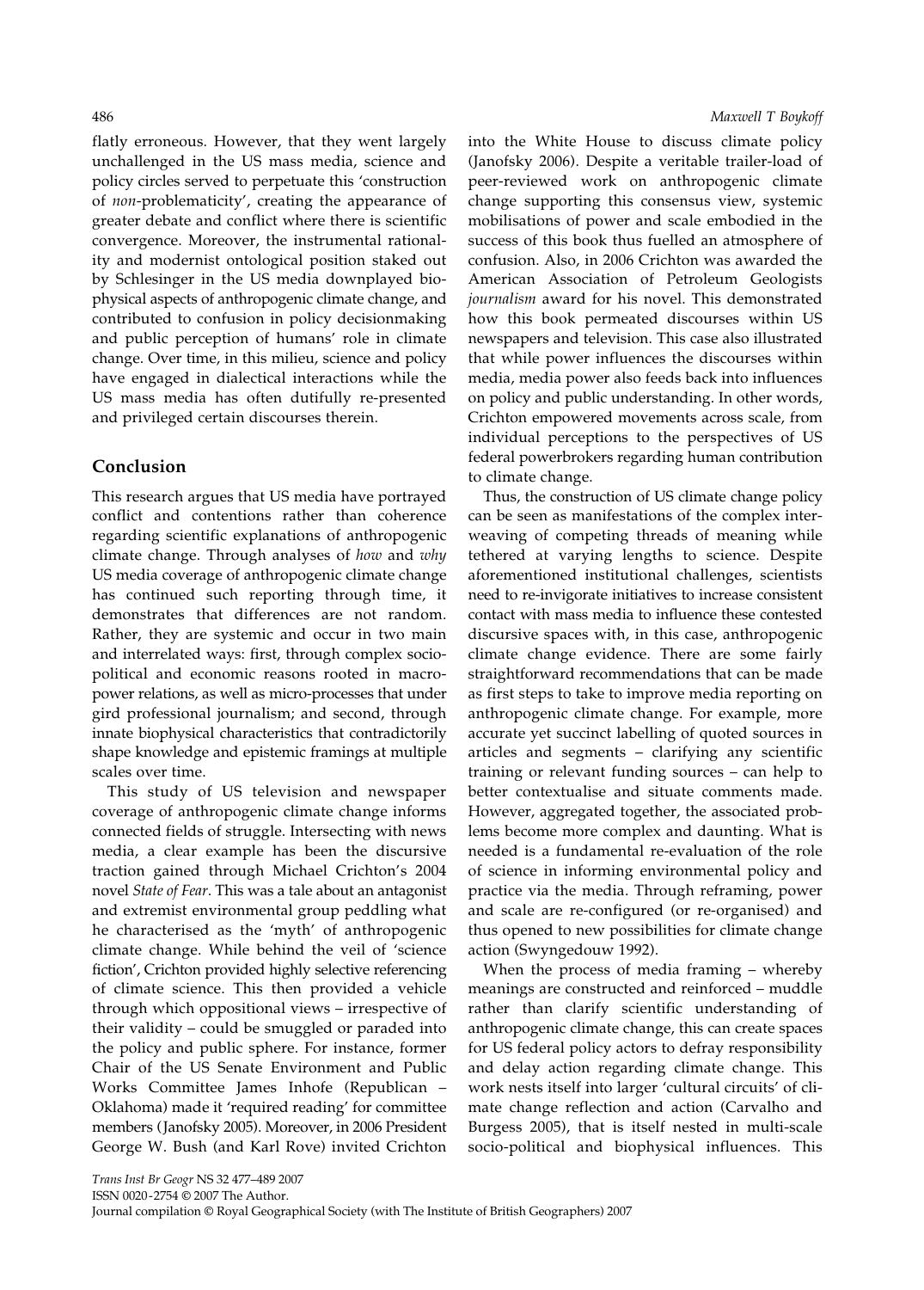flatly erroneous. However, that they went largely unchallenged in the US mass media, science and policy circles served to perpetuate this 'construction of *non*-problematicity', creating the appearance of greater debate and conflict where there is scientific convergence. Moreover, the instrumental rationality and modernist ontological position staked out by Schlesinger in the US media downplayed biophysical aspects of anthropogenic climate change, and contributed to confusion in policy decisionmaking and public perception of humans' role in climate change. Over time, in this milieu, science and policy have engaged in dialectical interactions while the US mass media has often dutifully re-presented and privileged certain discourses therein.

## Conclusion

This research argues that US media have portrayed conflict and contentions rather than coherence regarding scientific explanations of anthropogenic climate change. Through analyses of *how* and *why* US media coverage of anthropogenic climate change has continued such reporting through time, it demonstrates that differences are not random. Rather, they are systemic and occur in two main and interrelated ways: first, through complex socio-political and economic reasons rooted in macro-power relations, as well as micro-processes that under gird professional journalism; and second, through innate biophysical characteristics that contradictorily shape knowledge and epistemic framings at multiple scales over time.

This study of US television and newspaper coverage of anthropogenic climate change informs connected fields of struggle. Intersecting with news media, a clear example has been the discursive traction gained through Michael Crichton's 2004 novel *State of Fear*. This was a tale about an antagonist and extremist environmental group peddling what he characterised as the 'myth' of anthropogenic climate change. While behind the veil of 'science fiction', Crichton provided highly selective referencing of climate science. This then provided a vehicle through which oppositional views – irrespective of their validity – could be smuggled or paraded into the policy and public sphere. For instance, former Chair of the US Senate Environment and Public Works Committee James Inhofe (Republican – Oklahoma) made it 'required reading' for committee members (Janofsky 2005). Moreover, in 2006 President George W. Bush (and Karl Rove) invited Crichton into the White House to discuss climate policy (Janofsky 2006). Despite a veritable trailer-load of peer-reviewed work on anthropogenic climate change supporting this consensus view, systemic mobilisations of power and scale embodied in the success of this book thus fuelled an atmosphere of confusion. Also, in 2006 Crichton was awarded the American Association of Petroleum Geologists *journalism* award for his novel. This demonstrated how this book permeated discourses within US newspapers and television. This case also illustrated that while power influences the discourses within media, media power also feeds back into influences on policy and public understanding. In other words, Crichton empowered movements across scale, from individual perceptions to the perspectives of US federal powerbrokers regarding human contribution to climate change.

Thus, the construction of US climate change policy can be seen as manifestations of the complex interweaving of competing threads of meaning while tethered at varying lengths to science. Despite aforementioned institutional challenges, scientists need to re-invigorate initiatives to increase consistent contact with mass media to influence these contested discursive spaces with, in this case, anthropogenic climate change evidence. There are some fairly straightforward recommendations that can be made as first steps to take to improve media reporting on anthropogenic climate change. For example, more accurate yet succinct labelling of quoted sources in articles and segments – clarifying any scientific training or relevant funding sources – can help to better contextualise and situate comments made. However, aggregated together, the associated problems become more complex and daunting. What is needed is a fundamental re-evaluation of the role of science in informing environmental policy and practice via the media. Through reframing, power and scale are re-configured (or re-organised) and thus opened to new possibilities for climate change action (Swyngedouw 1992).

When the process of media framing – whereby meanings are constructed and reinforced – muddle rather than clarify scientific understanding of anthropogenic climate change, this can create spaces for US federal policy actors to defray responsibility and delay action regarding climate change. This work nests itself into larger 'cultural circuits' of climate change reflection and action (Carvalho and Burgess 2005), that is itself nested in multi-scale socio-political and biophysical influences. This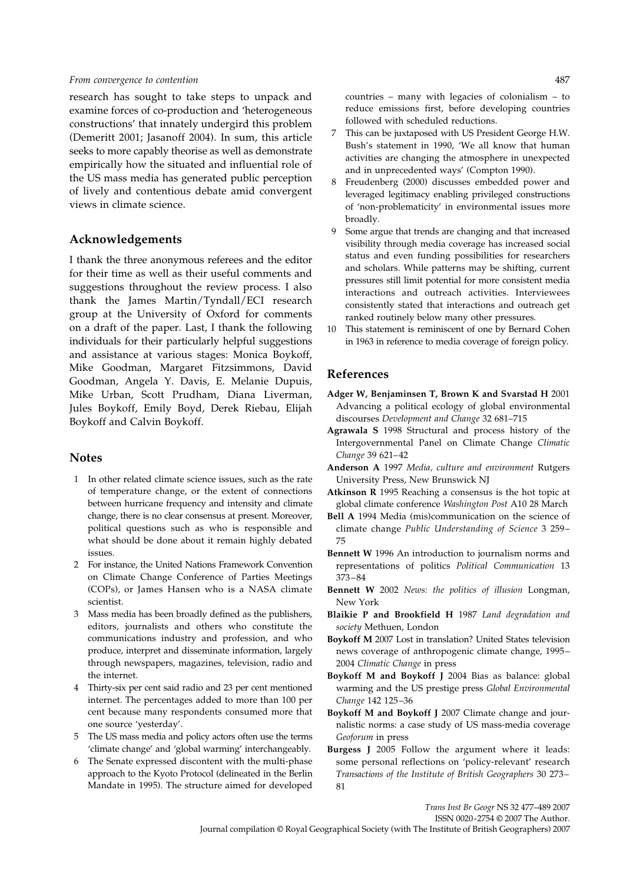research has sought to take steps to unpack and examine forces of co-production and 'heterogeneous constructions' that innately undergird this problem (Demeritt 2001; Jasanoff 2004). In sum, this article seeks to more capably theorise as well as demonstrate empirically how the situated and influential role of the US mass media has generated public perception of lively and contentious debate amid convergent views in climate science.

## Acknowledgements

I thank the three anonymous referees and the editor for their time as well as their useful comments and suggestions throughout the review process. I also thank the James Martin/Tyndall/ECI research group at the University of Oxford for comments on a draft of the paper. Last, I thank the following individuals for their particularly helpful suggestions and assistance at various stages: Monica Boykoff, Mike Goodman, Margaret Fitzsimmons, David Goodman, Angela Y. Davis, E. Melanie Dupuis, Mike Urban, Scott Prudham, Diana Liverman, Jules Boykoff, Emily Boyd, Derek Riebau, Elijah Boykoff and Calvin Boykoff.

## Notes

1. In other related climate science issues, such as the rate of temperature change, or the extent of connections between hurricane frequency and intensity and climate change, there is no clear consensus at present. Moreover, political questions such as who is responsible and what should be done about it remain highly debated issues.
2. For instance, the United Nations Framework Convention on Climate Change Conference of Parties Meetings (COPs), or James Hansen who is a NASA climate scientist.
3. Mass media has been broadly defined as the publishers, editors, journalists and others who constitute the communications industry and profession, and who produce, interpret and disseminate information, largely through newspapers, magazines, television, radio and the internet.
4. Thirty-six per cent said radio and 23 per cent mentioned internet. The percentages added to more than 100 per cent because many respondents consumed more that one source 'yesterday'.
5. The US mass media and policy actors often use the terms 'climate change' and 'global warming' interchangeably.
6. The Senate expressed discontent with the multi-phase approach to the Kyoto Protocol (delineated in the Berlin Mandate in 1995). The structure aimed for developed countries – many with legacies of colonialism – to reduce emissions first, before developing countries followed with scheduled reductions.
7. This can be juxtaposed with US President George H.W. Bush's statement in 1990, 'We all know that human activities are changing the atmosphere in unexpected and in unprecedented ways' (Compton 1990).
8. Freudenberg (2000) discusses embedded power and leveraged legitimacy enabling privileged constructions of 'non-problematicity' in environmental issues more broadly.
9. Some argue that trends are changing and that increased visibility through media coverage has increased social status and even funding possibilities for researchers and scholars. While patterns may be shifting, current pressures still limit potential for more consistent media interactions and outreach activities. Interviewees consistently stated that interactions and outreach get ranked routinely below many other pressures.
10. This statement is reminiscent of one by Bernard Cohen in 1963 in reference to media coverage of foreign policy.

## References

**Adger W, Benjaminsen T, Brown K and Svarstad H** 2001 Advancing a political ecology of global environmental discourses *Development and Change* 32 681–715

**Agrawala S** 1998 Structural and process history of the Intergovernmental Panel on Climate Change *Climatic Change* 39 621–42

**Anderson A** 1997 *Media, culture and environment* Rutgers University Press, New Brunswick NJ

**Atkinson R** 1995 Reaching a consensus is the hot topic at global climate conference *Washington Post* A10 28 March

**Bell A** 1994 Media (mis)communication on the science of climate change *Public Understanding of Science* 3 259–75

**Bennett W** 1996 An introduction to journalism norms and representations of politics *Political Communication* 13 373–84

**Bennett W** 2002 *News: the politics of illusion* Longman, New York

**Blaikie P and Brookfield H** 1987 *Land degradation and society* Methuen, London

**Boykoff M** 2007 Lost in translation? United States television news coverage of anthropogenic climate change, 1995–2004 *Climatic Change* in press

**Boykoff M and Boykoff J** 2004 Bias as balance: global warming and the US prestige press *Global Environmental Change* 142 125–36

**Boykoff M and Boykoff J** 2007 Climate change and journalistic norms: a case study of US mass-media coverage *Geoforum* in press

**Burgess J** 2005 Follow the argument where it leads: some personal reflections on 'policy-relevant' research *Transactions of the Institute of British Geographers* 30 273–81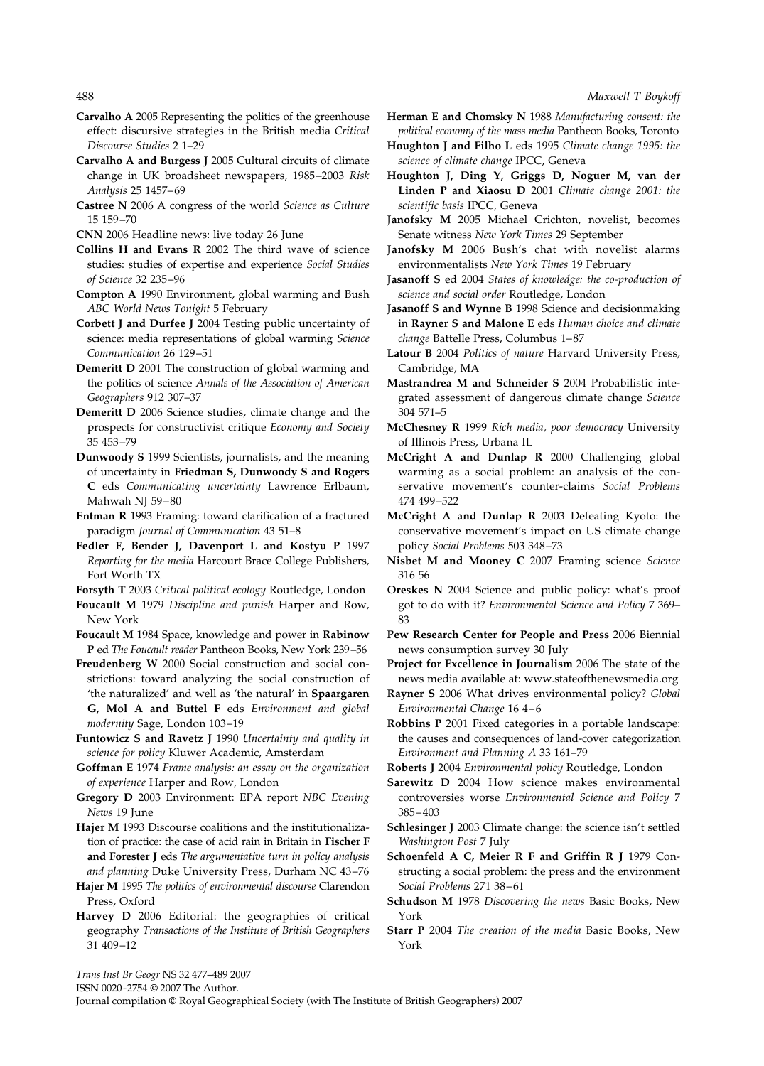**Carvalho A** 2005 Representing the politics of the greenhouse effect: discursive strategies in the British media *Critical Discourse Studies* 2 1–29

**Carvalho A and Burgess J** 2005 Cultural circuits of climate change in UK broadsheet newspapers, 1985–2003 *Risk Analysis* 25 1457–69

**Castree N** 2006 A congress of the world *Science as Culture* 15 159–70

**CNN** 2006 Headline news: live today 26 June

**Collins H and Evans R** 2002 The third wave of science studies: studies of expertise and experience *Social Studies of Science* 32 235–96

**Compton A** 1990 Environment, global warming and Bush *ABC World News Tonight* 5 February

**Corbett J and Durfee J** 2004 Testing public uncertainty of science: media representations of global warming *Science Communication* 26 129–51

**Demeritt D** 2001 The construction of global warming and the politics of science *Annals of the Association of American Geographers* 912 307–37

**Demeritt D** 2006 Science studies, climate change and the prospects for constructivist critique *Economy and Society* 35 453–79

**Dunwoody S** 1999 Scientists, journalists, and the meaning of uncertainty in **Friedman S, Dunwoody S and Rogers C** eds *Communicating uncertainty* Lawrence Erlbaum, Mahwah NJ 59–80

**Entman R** 1993 Framing: toward clarification of a fractured paradigm *Journal of Communication* 43 51–8

**Fedler F, Bender J, Davenport L and Kostyu P** 1997 *Reporting for the media* Harcourt Brace College Publishers, Fort Worth TX

**Forsyth T** 2003 *Critical political ecology* Routledge, London

**Foucault M** 1979 *Discipline and punish* Harper and Row, New York

**Foucault M** 1984 Space, knowledge and power in **Rabinow P** ed *The Foucault reader* Pantheon Books, New York 239–56

**Freudenberg W** 2000 Social construction and social constrictions: toward analyzing the social construction of 'the naturalized' and well as 'the natural' in **Spaargaren G, Mol A and Buttel F** eds *Environment and global modernity* Sage, London 103–19

**Funtowicz S and Ravetz J** 1990 *Uncertainty and quality in science for policy* Kluwer Academic, Amsterdam

**Goffman E** 1974 *Frame analysis: an essay on the organization of experience* Harper and Row, London

**Gregory D** 2003 Environment: EPA report *NBC Evening News* 19 June

**Hajer M** 1993 Discourse coalitions and the institutionalization of practice: the case of acid rain in Britain in **Fischer F and Forester J** eds *The argumentative turn in policy analysis and planning* Duke University Press, Durham NC 43–76

**Hajer M** 1995 *The politics of environmental discourse* Clarendon Press, Oxford

**Harvey D** 2006 Editorial: the geographies of critical geography *Transactions of the Institute of British Geographers* 31 409–12

**Herman E and Chomsky N** 1988 *Manufacturing consent: the political economy of the mass media* Pantheon Books, Toronto

**Houghton J and Filho L** eds 1995 *Climate change 1995: the science of climate change* IPCC, Geneva

**Houghton J, Ding Y, Griggs D, Noguer M, van der Linden P and Xiaosu D** 2001 *Climate change 2001: the scientific basis* IPCC, Geneva

**Janofsky M** 2005 Michael Crichton, novelist, becomes Senate witness *New York Times* 29 September

**Janofsky M** 2006 Bush's chat with novelist alarms environmentalists *New York Times* 19 February

**Jasanoff S** ed 2004 *States of knowledge: the co-production of science and social order* Routledge, London

**Jasanoff S and Wynne B** 1998 Science and decisionmaking in **Rayner S and Malone E** eds *Human choice and climate change* Battelle Press, Columbus 1–87

**Latour B** 2004 *Politics of nature* Harvard University Press, Cambridge, MA

**Mastrandrea M and Schneider S** 2004 Probabilistic integrated assessment of dangerous climate change *Science* 304 571–5

**McChesney R** 1999 *Rich media, poor democracy* University of Illinois Press, Urbana IL

**McCright A and Dunlap R** 2000 Challenging global warming as a social problem: an analysis of the conservative movement's counter-claims *Social Problems* 474 499–522

**McCright A and Dunlap R** 2003 Defeating Kyoto: the conservative movement's impact on US climate change policy *Social Problems* 503 348–73

**Nisbet M and Mooney C** 2007 Framing science *Science* 316 56

**Oreskes N** 2004 Science and public policy: what's proof got to do with it? *Environmental Science and Policy* 7 369–83

**Pew Research Center for People and Press** 2006 Biennial news consumption survey 30 July

**Project for Excellence in Journalism** 2006 The state of the news media available at: www.stateofthenewsmedia.org

**Rayner S** 2006 What drives environmental policy? *Global Environmental Change* 16 4–6

**Robbins P** 2001 Fixed categories in a portable landscape: the causes and consequences of land-cover categorization *Environment and Planning A* 33 161–79

**Roberts J** 2004 *Environmental policy* Routledge, London

**Sarewitz D** 2004 How science makes environmental controversies worse *Environmental Science and Policy* 7 385–403

**Schlesinger J** 2003 Climate change: the science isn't settled *Washington Post* 7 July

**Schoenfeld A C, Meier R F and Griffin R J** 1979 Constructing a social problem: the press and the environment *Social Problems* 271 38–61

**Schudson M** 1978 *Discovering the news* Basic Books, New York

**Starr P** 2004 *The creation of the media* Basic Books, New York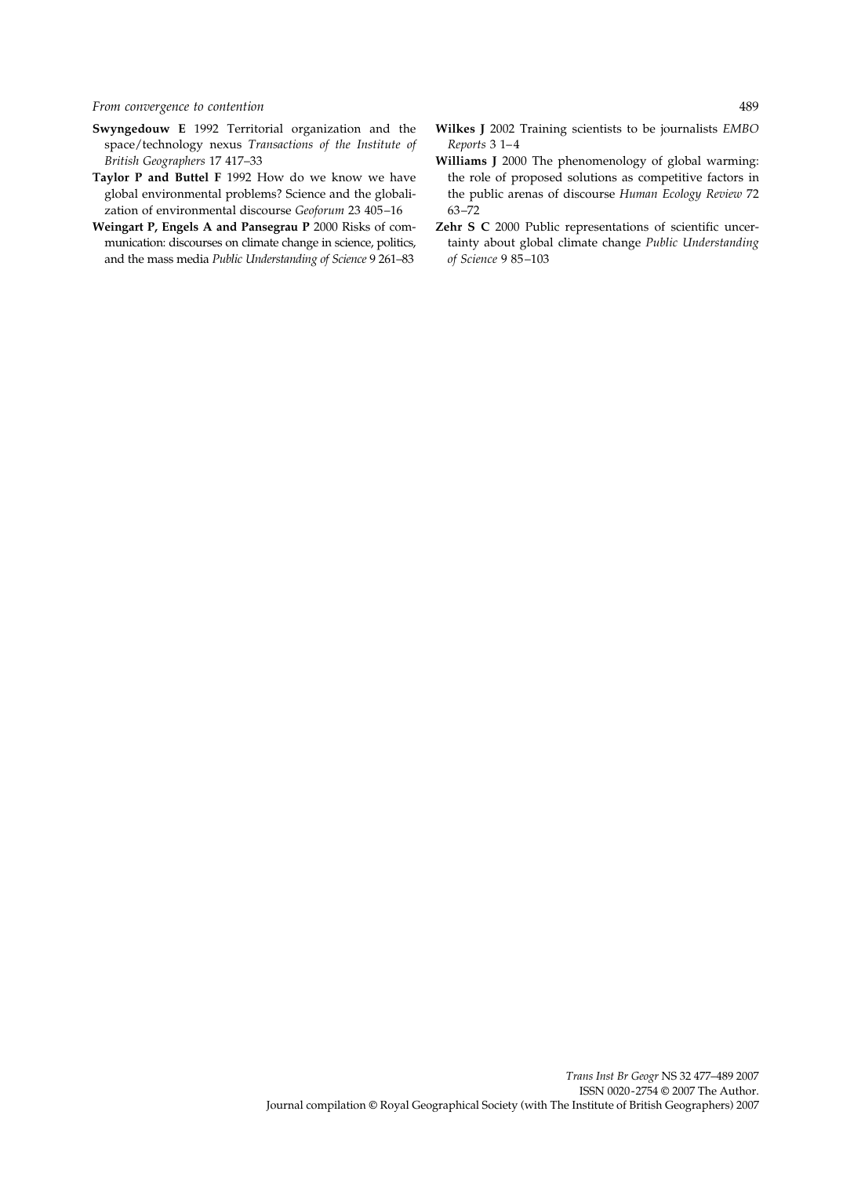**Swyngedouw E** 1992 Territorial organization and the space/technology nexus *Transactions of the Institute of British Geographers* 17 417–33

**Taylor P and Buttel F** 1992 How do we know we have global environmental problems? Science and the globalization of environmental discourse *Geoforum* 23 405–16

**Weingart P, Engels A and Pansegrau P** 2000 Risks of communication: discourses on climate change in science, politics, and the mass media *Public Understanding of Science* 9 261–83

**Wilkes J** 2002 Training scientists to be journalists *EMBO Reports* 3 1–4

**Williams J** 2000 The phenomenology of global warming: the role of proposed solutions as competitive factors in the public arenas of discourse *Human Ecology Review* 72 63–72

**Zehr S C** 2000 Public representations of scientific uncertainty about global climate change *Public Understanding of Science* 9 85–103